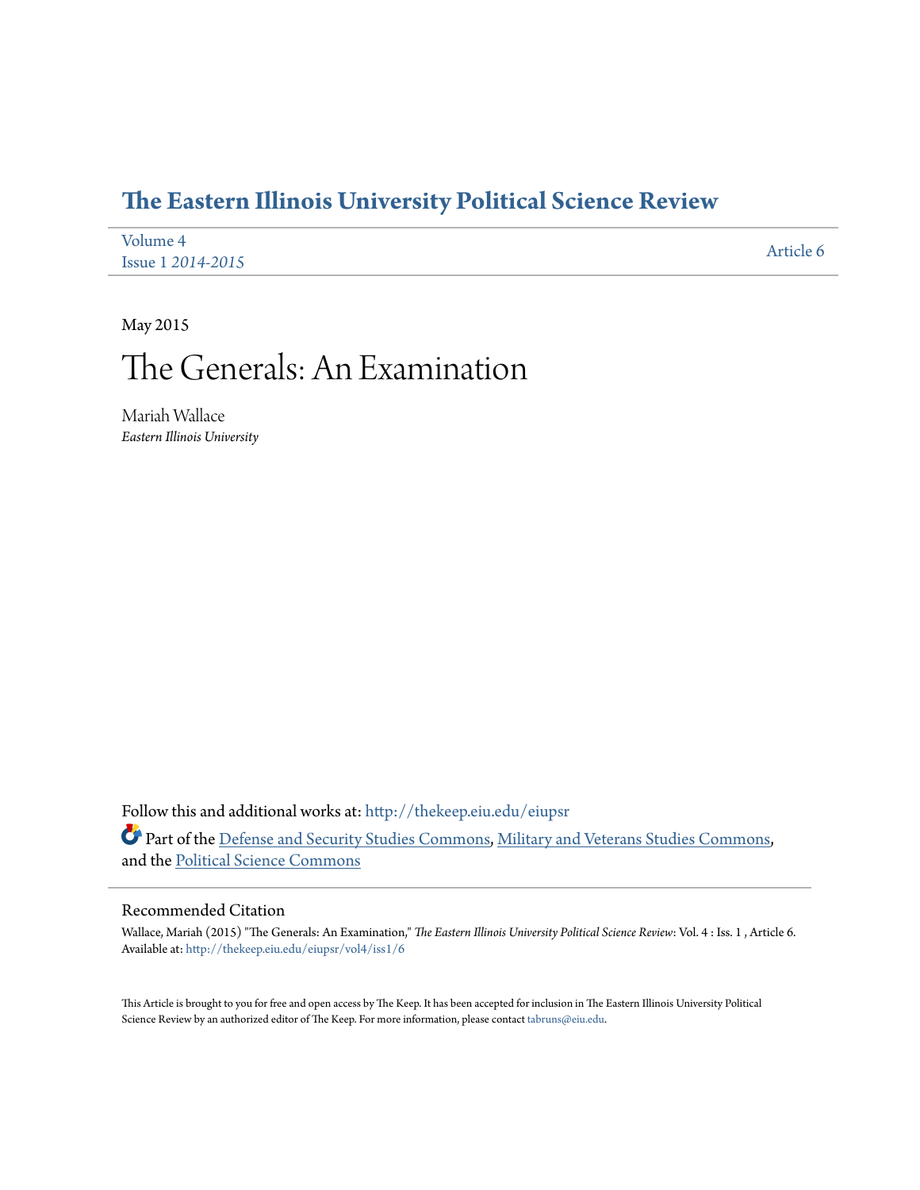# The Eastern Illinois University Political Science Review

Volume 4
Issue 1 *2014-2015*

Article 6

May 2015

# The Generals: An Examination

Mariah Wallace
*Eastern Illinois University*

Follow this and additional works at: http://thekeep.eiu.edu/eiupsr

Part of the Defense and Security Studies Commons, Military and Veterans Studies Commons, and the Political Science Commons

## Recommended Citation

Wallace, Mariah (2015) "The Generals: An Examination," *The Eastern Illinois University Political Science Review*: Vol. 4 : Iss. 1 , Article 6.
Available at: http://thekeep.eiu.edu/eiupsr/vol4/iss1/6

This Article is brought to you for free and open access by The Keep. It has been accepted for inclusion in The Eastern Illinois University Political Science Review by an authorized editor of The Keep. For more information, please contact tabruns@eiu.edu.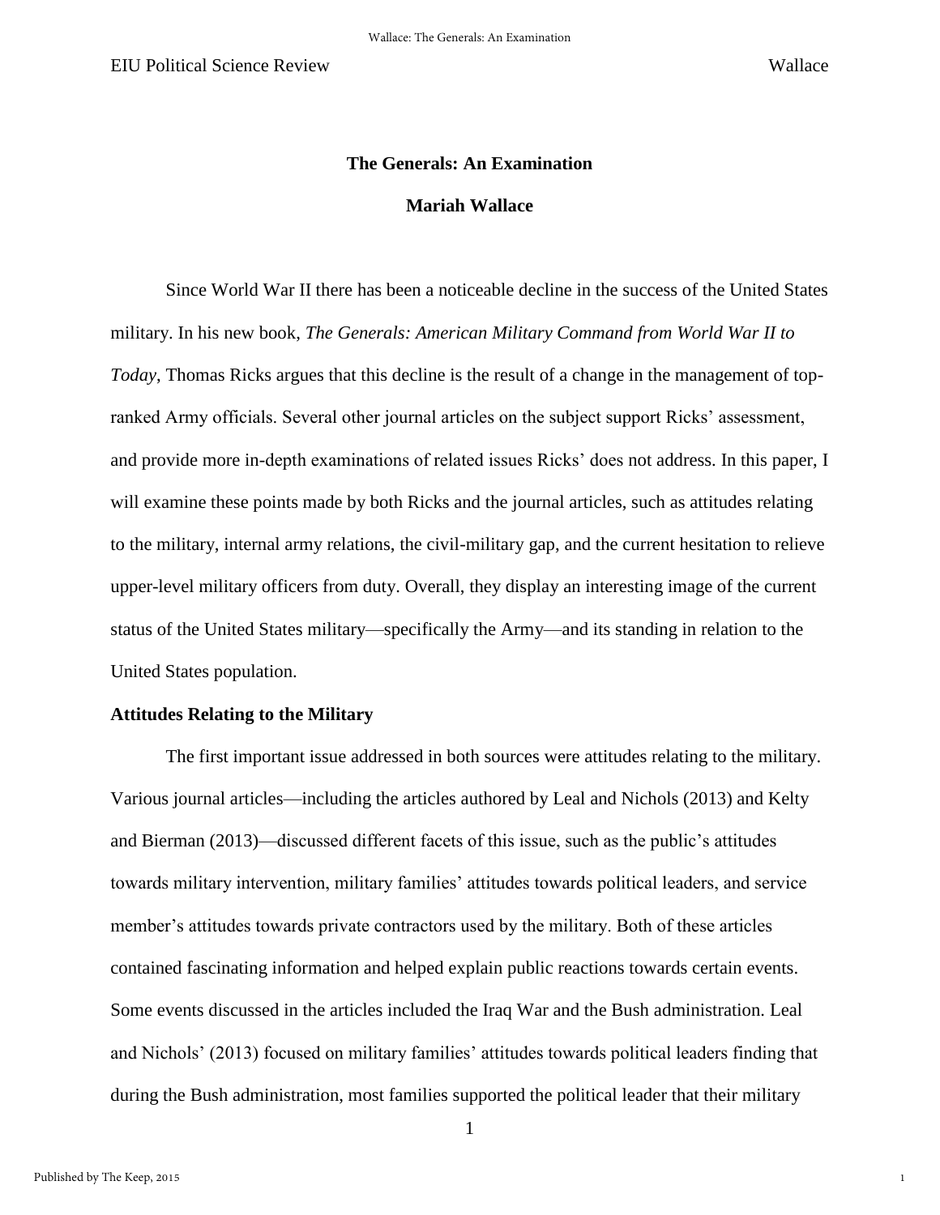# The Generals: An Examination

## Mariah Wallace

Since World War II there has been a noticeable decline in the success of the United States military. In his new book, *The Generals: American Military Command from World War II to Today*, Thomas Ricks argues that this decline is the result of a change in the management of top-ranked Army officials. Several other journal articles on the subject support Ricks' assessment, and provide more in-depth examinations of related issues Ricks' does not address. In this paper, I will examine these points made by both Ricks and the journal articles, such as attitudes relating to the military, internal army relations, the civil-military gap, and the current hesitation to relieve upper-level military officers from duty. Overall, they display an interesting image of the current status of the United States military—specifically the Army—and its standing in relation to the United States population.

### Attitudes Relating to the Military

The first important issue addressed in both sources were attitudes relating to the military. Various journal articles—including the articles authored by Leal and Nichols (2013) and Kelty and Bierman (2013)—discussed different facets of this issue, such as the public's attitudes towards military intervention, military families' attitudes towards political leaders, and service member's attitudes towards private contractors used by the military. Both of these articles contained fascinating information and helped explain public reactions towards certain events. Some events discussed in the articles included the Iraq War and the Bush administration. Leal and Nichols' (2013) focused on military families' attitudes towards political leaders finding that during the Bush administration, most families supported the political leader that their military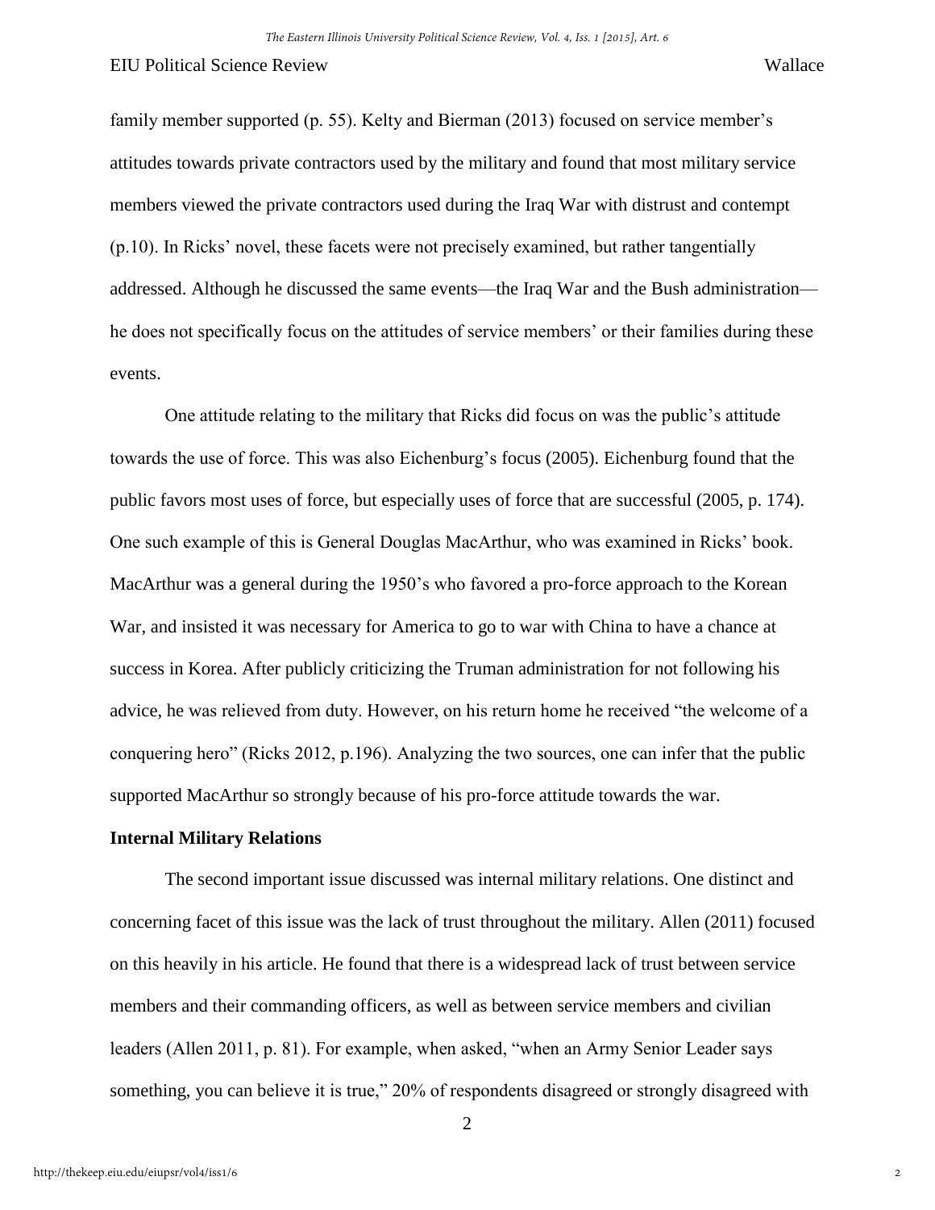family member supported (p. 55). Kelty and Bierman (2013) focused on service member's attitudes towards private contractors used by the military and found that most military service members viewed the private contractors used during the Iraq War with distrust and contempt (p.10). In Ricks' novel, these facets were not precisely examined, but rather tangentially addressed. Although he discussed the same events—the Iraq War and the Bush administration—he does not specifically focus on the attitudes of service members' or their families during these events.

One attitude relating to the military that Ricks did focus on was the public's attitude towards the use of force. This was also Eichenburg's focus (2005). Eichenburg found that the public favors most uses of force, but especially uses of force that are successful (2005, p. 174). One such example of this is General Douglas MacArthur, who was examined in Ricks' book. MacArthur was a general during the 1950's who favored a pro-force approach to the Korean War, and insisted it was necessary for America to go to war with China to have a chance at success in Korea. After publicly criticizing the Truman administration for not following his advice, he was relieved from duty. However, on his return home he received "the welcome of a conquering hero" (Ricks 2012, p.196). Analyzing the two sources, one can infer that the public supported MacArthur so strongly because of his pro-force attitude towards the war.

**Internal Military Relations**

The second important issue discussed was internal military relations. One distinct and concerning facet of this issue was the lack of trust throughout the military. Allen (2011) focused on this heavily in his article. He found that there is a widespread lack of trust between service members and their commanding officers, as well as between service members and civilian leaders (Allen 2011, p. 81). For example, when asked, "when an Army Senior Leader says something, you can believe it is true," 20% of respondents disagreed or strongly disagreed with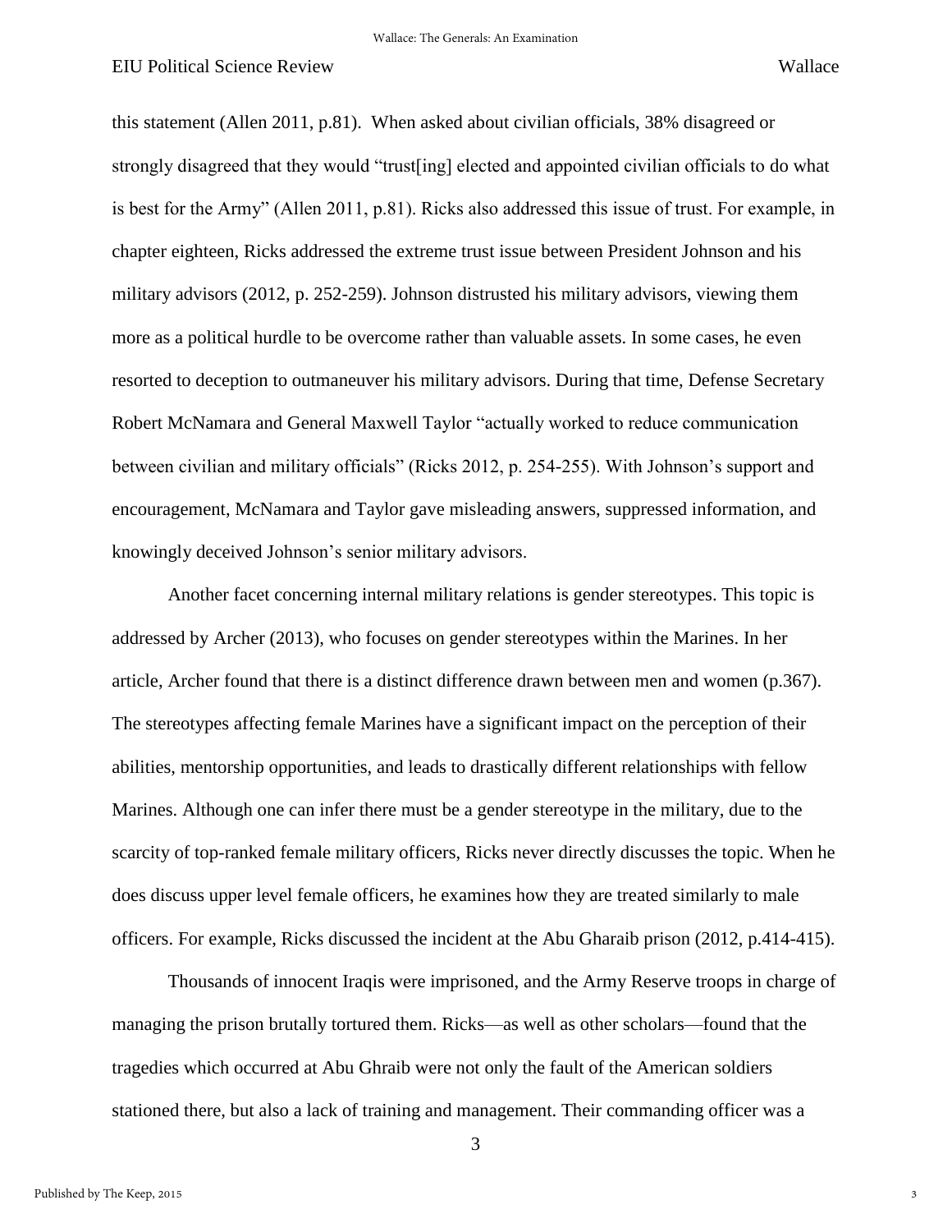this statement (Allen 2011, p.81). When asked about civilian officials, 38% disagreed or strongly disagreed that they would "trust[ing] elected and appointed civilian officials to do what is best for the Army" (Allen 2011, p.81). Ricks also addressed this issue of trust. For example, in chapter eighteen, Ricks addressed the extreme trust issue between President Johnson and his military advisors (2012, p. 252-259). Johnson distrusted his military advisors, viewing them more as a political hurdle to be overcome rather than valuable assets. In some cases, he even resorted to deception to outmaneuver his military advisors. During that time, Defense Secretary Robert McNamara and General Maxwell Taylor "actually worked to reduce communication between civilian and military officials" (Ricks 2012, p. 254-255). With Johnson's support and encouragement, McNamara and Taylor gave misleading answers, suppressed information, and knowingly deceived Johnson's senior military advisors.

Another facet concerning internal military relations is gender stereotypes. This topic is addressed by Archer (2013), who focuses on gender stereotypes within the Marines. In her article, Archer found that there is a distinct difference drawn between men and women (p.367). The stereotypes affecting female Marines have a significant impact on the perception of their abilities, mentorship opportunities, and leads to drastically different relationships with fellow Marines. Although one can infer there must be a gender stereotype in the military, due to the scarcity of top-ranked female military officers, Ricks never directly discusses the topic. When he does discuss upper level female officers, he examines how they are treated similarly to male officers. For example, Ricks discussed the incident at the Abu Gharaib prison (2012, p.414-415).

Thousands of innocent Iraqis were imprisoned, and the Army Reserve troops in charge of managing the prison brutally tortured them. Ricks—as well as other scholars—found that the tragedies which occurred at Abu Ghraib were not only the fault of the American soldiers stationed there, but also a lack of training and management. Their commanding officer was a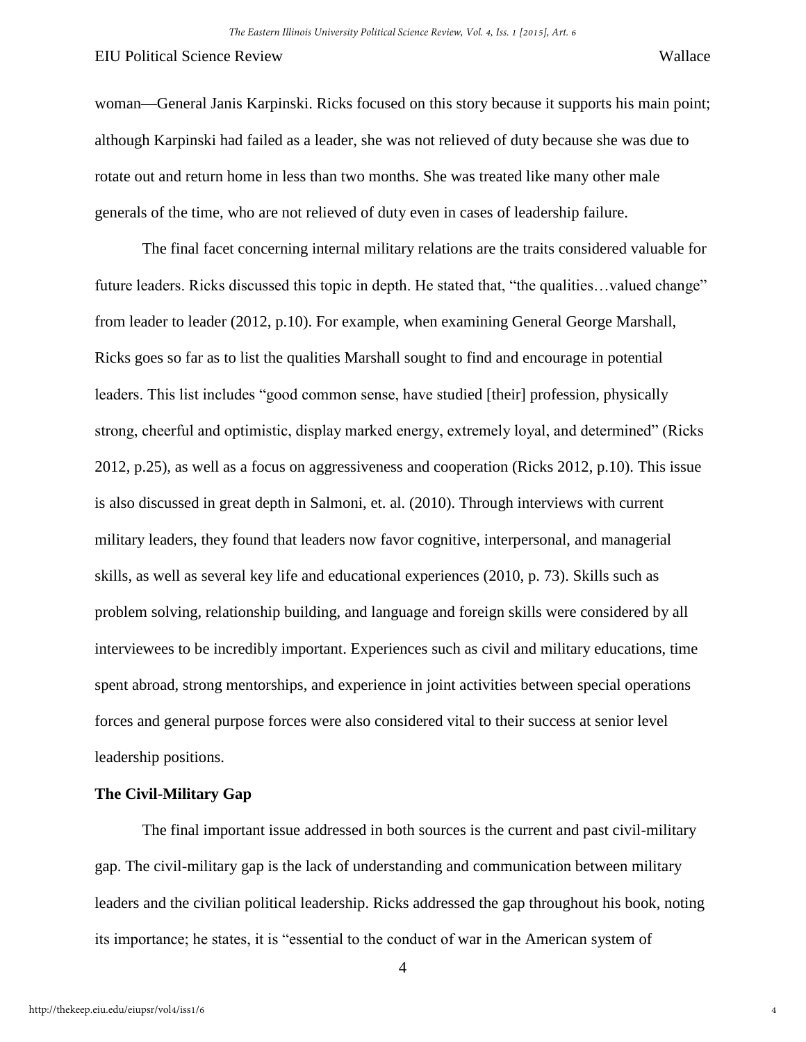woman—General Janis Karpinski. Ricks focused on this story because it supports his main point; although Karpinski had failed as a leader, she was not relieved of duty because she was due to rotate out and return home in less than two months. She was treated like many other male generals of the time, who are not relieved of duty even in cases of leadership failure.

The final facet concerning internal military relations are the traits considered valuable for future leaders. Ricks discussed this topic in depth. He stated that, "the qualities…valued change" from leader to leader (2012, p.10). For example, when examining General George Marshall, Ricks goes so far as to list the qualities Marshall sought to find and encourage in potential leaders. This list includes "good common sense, have studied [their] profession, physically strong, cheerful and optimistic, display marked energy, extremely loyal, and determined" (Ricks 2012, p.25), as well as a focus on aggressiveness and cooperation (Ricks 2012, p.10). This issue is also discussed in great depth in Salmoni, et. al. (2010). Through interviews with current military leaders, they found that leaders now favor cognitive, interpersonal, and managerial skills, as well as several key life and educational experiences (2010, p. 73). Skills such as problem solving, relationship building, and language and foreign skills were considered by all interviewees to be incredibly important. Experiences such as civil and military educations, time spent abroad, strong mentorships, and experience in joint activities between special operations forces and general purpose forces were also considered vital to their success at senior level leadership positions.

**The Civil-Military Gap**

The final important issue addressed in both sources is the current and past civil-military gap. The civil-military gap is the lack of understanding and communication between military leaders and the civilian political leadership. Ricks addressed the gap throughout his book, noting its importance; he states, it is "essential to the conduct of war in the American system of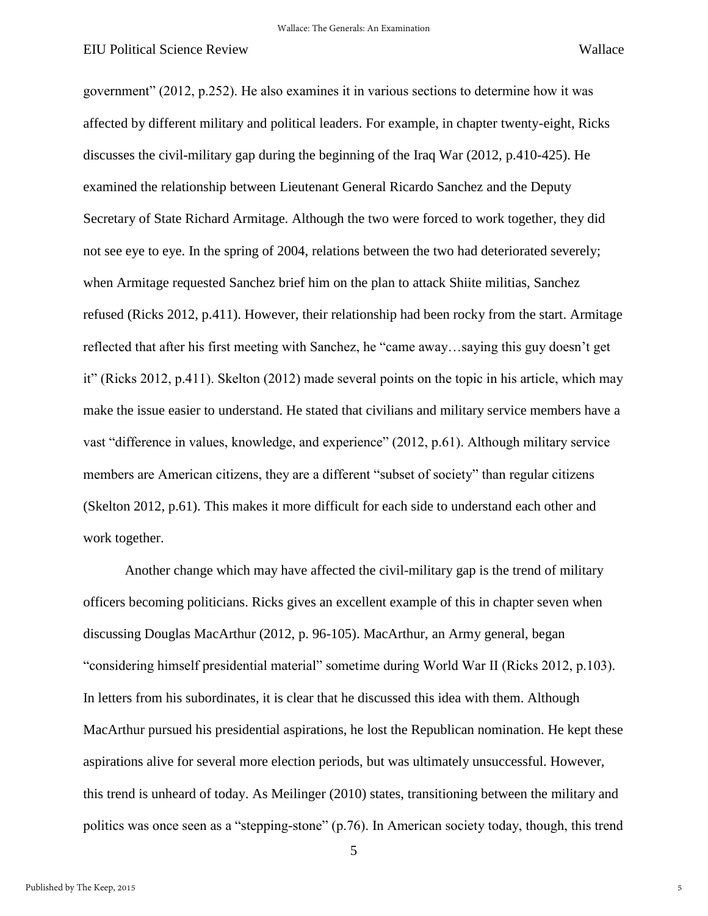government" (2012, p.252). He also examines it in various sections to determine how it was affected by different military and political leaders. For example, in chapter twenty-eight, Ricks discusses the civil-military gap during the beginning of the Iraq War (2012, p.410-425). He examined the relationship between Lieutenant General Ricardo Sanchez and the Deputy Secretary of State Richard Armitage. Although the two were forced to work together, they did not see eye to eye. In the spring of 2004, relations between the two had deteriorated severely; when Armitage requested Sanchez brief him on the plan to attack Shiite militias, Sanchez refused (Ricks 2012, p.411). However, their relationship had been rocky from the start. Armitage reflected that after his first meeting with Sanchez, he "came away…saying this guy doesn't get it" (Ricks 2012, p.411). Skelton (2012) made several points on the topic in his article, which may make the issue easier to understand. He stated that civilians and military service members have a vast "difference in values, knowledge, and experience" (2012, p.61). Although military service members are American citizens, they are a different "subset of society" than regular citizens (Skelton 2012, p.61). This makes it more difficult for each side to understand each other and work together.

Another change which may have affected the civil-military gap is the trend of military officers becoming politicians. Ricks gives an excellent example of this in chapter seven when discussing Douglas MacArthur (2012, p. 96-105). MacArthur, an Army general, began "considering himself presidential material" sometime during World War II (Ricks 2012, p.103). In letters from his subordinates, it is clear that he discussed this idea with them. Although MacArthur pursued his presidential aspirations, he lost the Republican nomination. He kept these aspirations alive for several more election periods, but was ultimately unsuccessful. However, this trend is unheard of today. As Meilinger (2010) states, transitioning between the military and politics was once seen as a "stepping-stone" (p.76). In American society today, though, this trend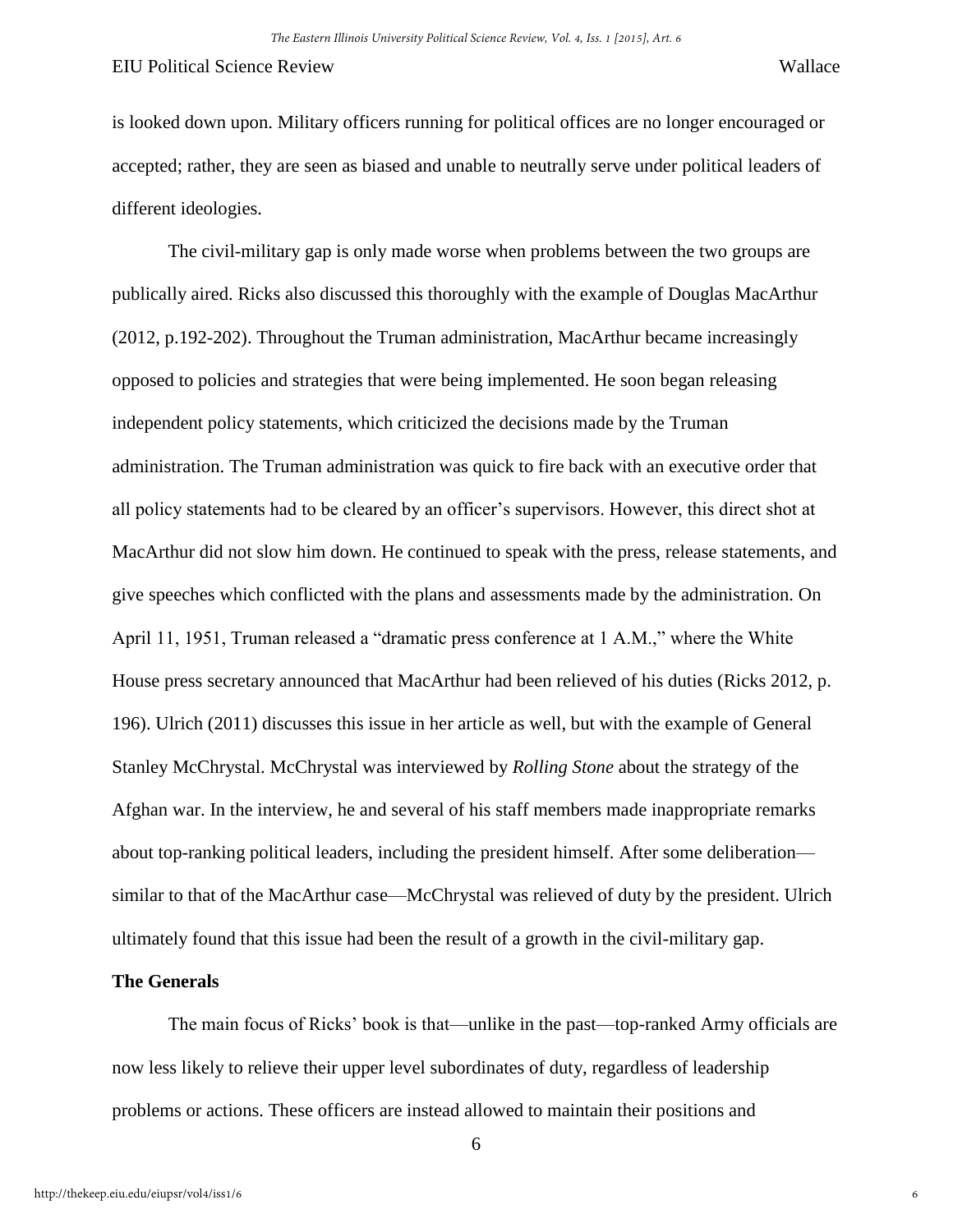is looked down upon. Military officers running for political offices are no longer encouraged or accepted; rather, they are seen as biased and unable to neutrally serve under political leaders of different ideologies.

The civil-military gap is only made worse when problems between the two groups are publically aired. Ricks also discussed this thoroughly with the example of Douglas MacArthur (2012, p.192-202). Throughout the Truman administration, MacArthur became increasingly opposed to policies and strategies that were being implemented. He soon began releasing independent policy statements, which criticized the decisions made by the Truman administration. The Truman administration was quick to fire back with an executive order that all policy statements had to be cleared by an officer's supervisors. However, this direct shot at MacArthur did not slow him down. He continued to speak with the press, release statements, and give speeches which conflicted with the plans and assessments made by the administration. On April 11, 1951, Truman released a "dramatic press conference at 1 A.M.," where the White House press secretary announced that MacArthur had been relieved of his duties (Ricks 2012, p. 196). Ulrich (2011) discusses this issue in her article as well, but with the example of General Stanley McChrystal. McChrystal was interviewed by *Rolling Stone* about the strategy of the Afghan war. In the interview, he and several of his staff members made inappropriate remarks about top-ranking political leaders, including the president himself. After some deliberation—similar to that of the MacArthur case—McChrystal was relieved of duty by the president. Ulrich ultimately found that this issue had been the result of a growth in the civil-military gap.

**The Generals**

The main focus of Ricks' book is that—unlike in the past—top-ranked Army officials are now less likely to relieve their upper level subordinates of duty, regardless of leadership problems or actions. These officers are instead allowed to maintain their positions and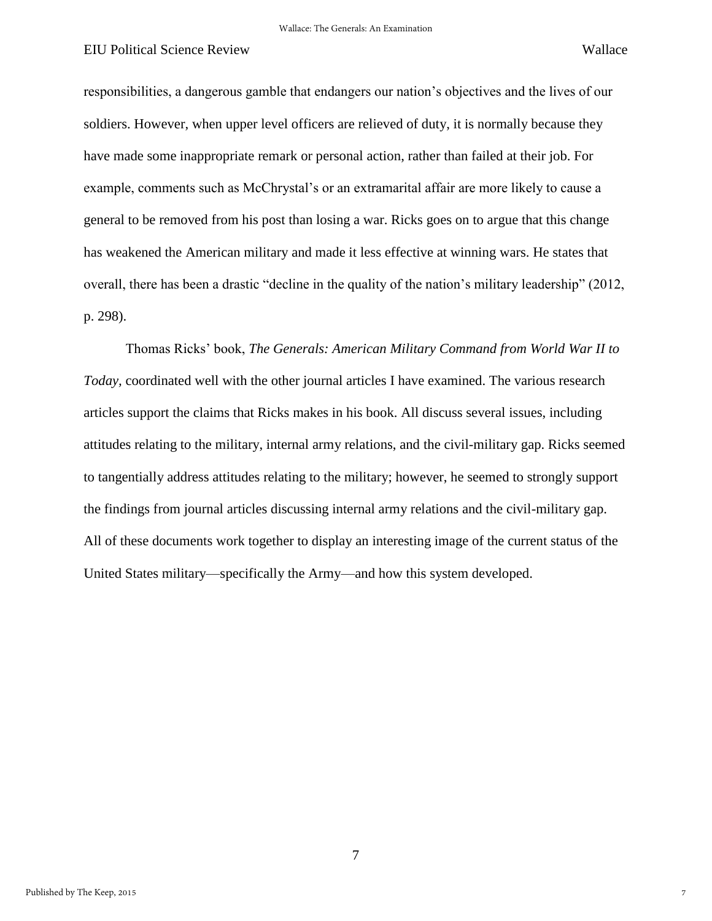responsibilities, a dangerous gamble that endangers our nation's objectives and the lives of our soldiers. However, when upper level officers are relieved of duty, it is normally because they have made some inappropriate remark or personal action, rather than failed at their job. For example, comments such as McChrystal's or an extramarital affair are more likely to cause a general to be removed from his post than losing a war. Ricks goes on to argue that this change has weakened the American military and made it less effective at winning wars. He states that overall, there has been a drastic "decline in the quality of the nation's military leadership" (2012, p. 298).

Thomas Ricks' book, *The Generals: American Military Command from World War II to Today,* coordinated well with the other journal articles I have examined. The various research articles support the claims that Ricks makes in his book. All discuss several issues, including attitudes relating to the military, internal army relations, and the civil-military gap. Ricks seemed to tangentially address attitudes relating to the military; however, he seemed to strongly support the findings from journal articles discussing internal army relations and the civil-military gap. All of these documents work together to display an interesting image of the current status of the United States military—specifically the Army—and how this system developed.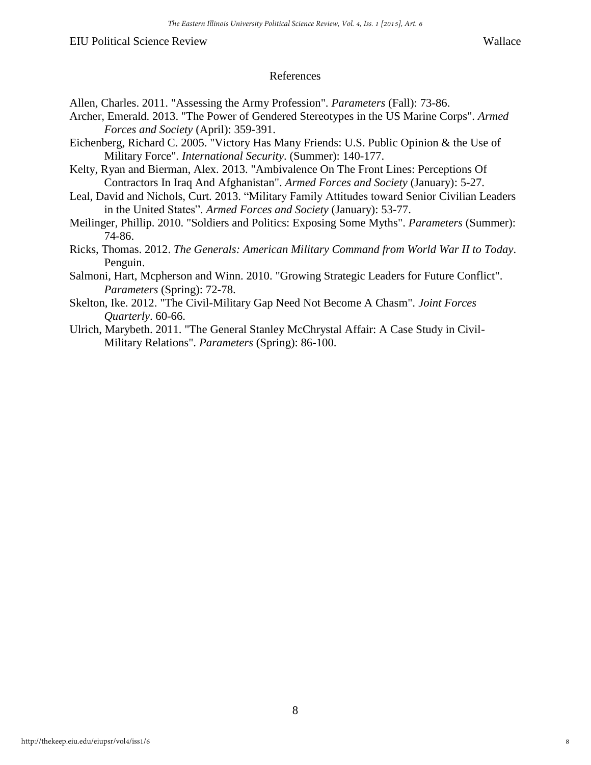# References

Allen, Charles. 2011. "Assessing the Army Profession". *Parameters* (Fall): 73-86.

Archer, Emerald. 2013. "The Power of Gendered Stereotypes in the US Marine Corps". *Armed Forces and Society* (April): 359-391.

Eichenberg, Richard C. 2005. "Victory Has Many Friends: U.S. Public Opinion & the Use of Military Force". *International Security*. (Summer): 140-177.

Kelty, Ryan and Bierman, Alex. 2013. "Ambivalence On The Front Lines: Perceptions Of Contractors In Iraq And Afghanistan". *Armed Forces and Society* (January): 5-27.

Leal, David and Nichols, Curt. 2013. "Military Family Attitudes toward Senior Civilian Leaders in the United States". *Armed Forces and Society* (January): 53-77.

Meilinger, Phillip. 2010. "Soldiers and Politics: Exposing Some Myths". *Parameters* (Summer): 74-86.

Ricks, Thomas. 2012. *The Generals: American Military Command from World War II to Today*. Penguin.

Salmoni, Hart, Mcpherson and Winn. 2010. "Growing Strategic Leaders for Future Conflict". *Parameters* (Spring): 72-78.

Skelton, Ike. 2012. "The Civil-Military Gap Need Not Become A Chasm". *Joint Forces Quarterly*. 60-66.

Ulrich, Marybeth. 2011. "The General Stanley McChrystal Affair: A Case Study in Civil-Military Relations". *Parameters* (Spring): 86-100.